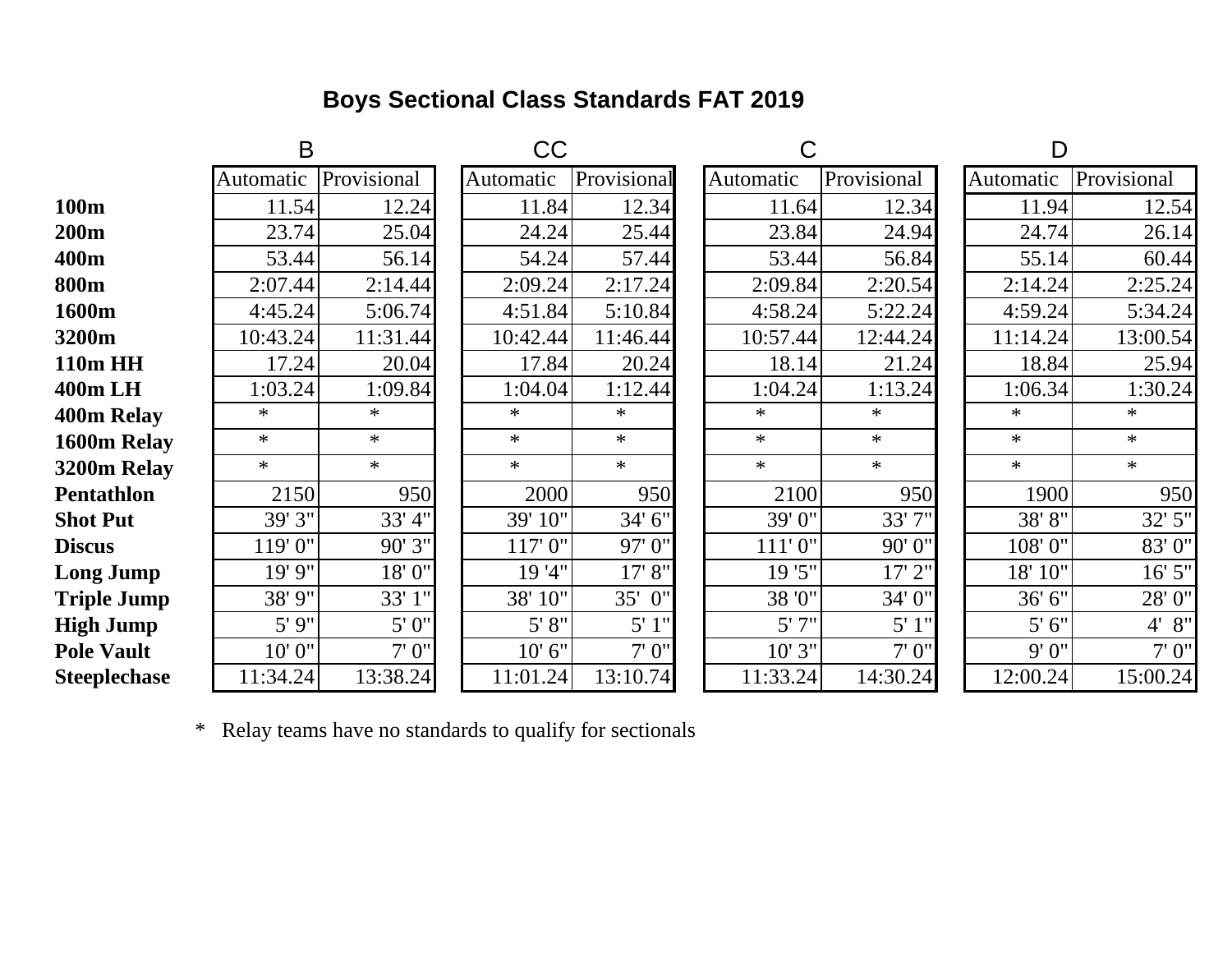# Boys Sectional Class Standards FAT 2019

| | B | | CC | | C | | D | |
|---|---|---|---|---|---|---|---|---|
| | Automatic | Provisional | Automatic | Provisional | Automatic | Provisional | Automatic | Provisional |
| **100m** | 11.54 | 12.24 | 11.84 | 12.34 | 11.64 | 12.34 | 11.94 | 12.54 |
| **200m** | 23.74 | 25.04 | 24.24 | 25.44 | 23.84 | 24.94 | 24.74 | 26.14 |
| **400m** | 53.44 | 56.14 | 54.24 | 57.44 | 53.44 | 56.84 | 55.14 | 60.44 |
| **800m** | 2:07.44 | 2:14.44 | 2:09.24 | 2:17.24 | 2:09.84 | 2:20.54 | 2:14.24 | 2:25.24 |
| **1600m** | 4:45.24 | 5:06.74 | 4:51.84 | 5:10.84 | 4:58.24 | 5:22.24 | 4:59.24 | 5:34.24 |
| **3200m** | 10:43.24 | 11:31.44 | 10:42.44 | 11:46.44 | 10:57.44 | 12:44.24 | 11:14.24 | 13:00.54 |
| **110m HH** | 17.24 | 20.04 | 17.84 | 20.24 | 18.14 | 21.24 | 18.84 | 25.94 |
| **400m LH** | 1:03.24 | 1:09.84 | 1:04.04 | 1:12.44 | 1:04.24 | 1:13.24 | 1:06.34 | 1:30.24 |
| **400m Relay** | * | * | * | * | * | * | * | * |
| **1600m Relay** | * | * | * | * | * | * | * | * |
| **3200m Relay** | * | * | * | * | * | * | * | * |
| **Pentathlon** | 2150 | 950 | 2000 | 950 | 2100 | 950 | 1900 | 950 |
| **Shot Put** | 39' 3" | 33' 4" | 39' 10" | 34' 6" | 39' 0" | 33' 7" | 38' 8" | 32' 5" |
| **Discus** | 119' 0" | 90' 3" | 117' 0" | 97' 0" | 111' 0" | 90' 0" | 108' 0" | 83' 0" |
| **Long Jump** | 19' 9" | 18' 0" | 19 '4" | 17' 8" | 19 '5" | 17' 2" | 18' 10" | 16' 5" |
| **Triple Jump** | 38' 9" | 33' 1" | 38' 10" | 35' 0" | 38 '0" | 34' 0" | 36' 6" | 28' 0" |
| **High Jump** | 5' 9" | 5' 0" | 5' 8" | 5' 1" | 5' 7" | 5' 1" | 5' 6" | 4' 8" |
| **Pole Vault** | 10' 0" | 7' 0" | 10' 6" | 7' 0" | 10' 3" | 7' 0" | 9' 0" | 7' 0" |
| **Steeplechase** | 11:34.24 | 13:38.24 | 11:01.24 | 13:10.74 | 11:33.24 | 14:30.24 | 12:00.24 | 15:00.24 |

* Relay teams have no standards to qualify for sectionals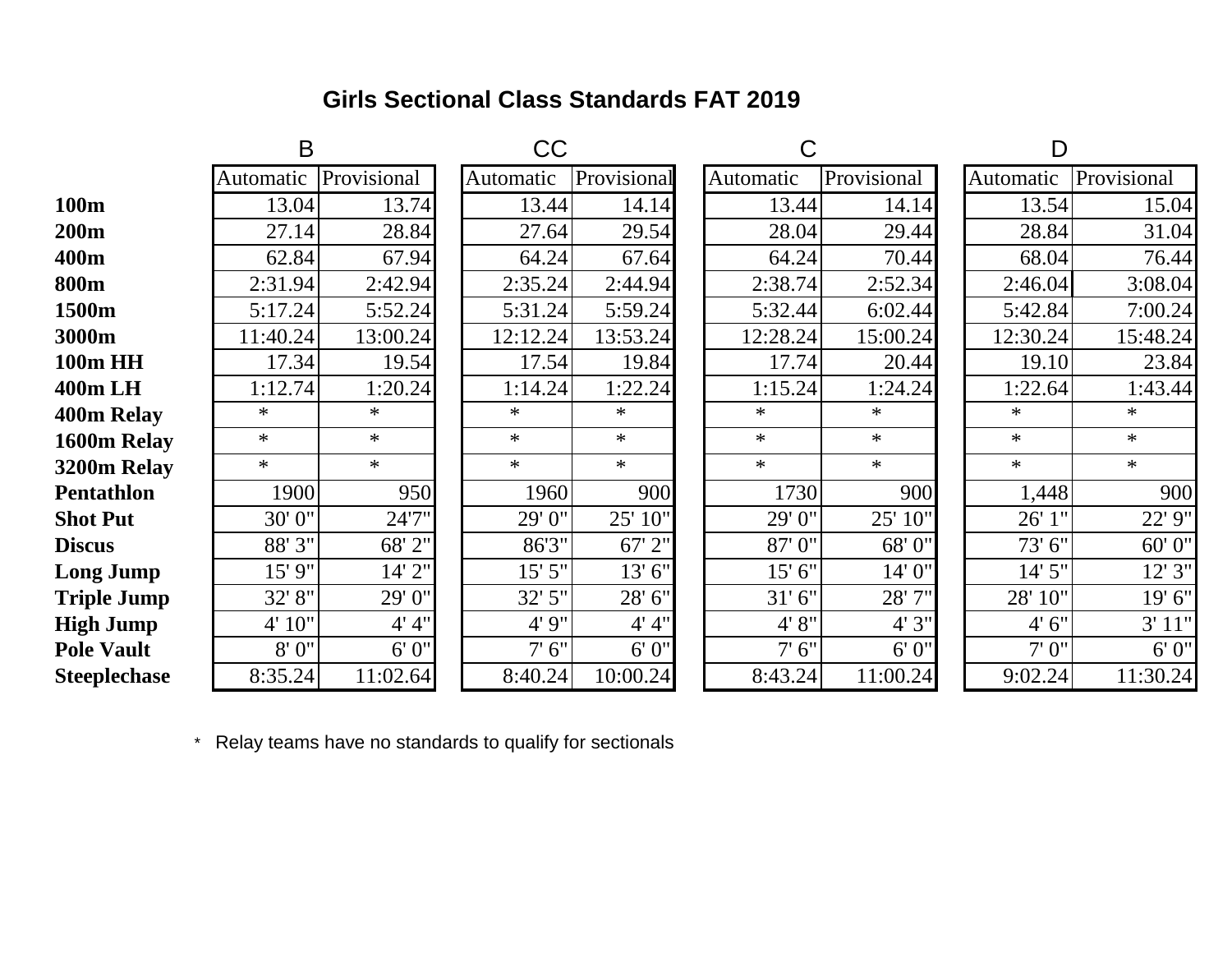# Girls Sectional Class Standards FAT 2019

| | B | | CC | | C | | D | |
|---|---|---|---|---|---|---|---|---|
| | Automatic | Provisional | Automatic | Provisional | Automatic | Provisional | Automatic | Provisional |
| **100m** | 13.04 | 13.74 | 13.44 | 14.14 | 13.44 | 14.14 | 13.54 | 15.04 |
| **200m** | 27.14 | 28.84 | 27.64 | 29.54 | 28.04 | 29.44 | 28.84 | 31.04 |
| **400m** | 62.84 | 67.94 | 64.24 | 67.64 | 64.24 | 70.44 | 68.04 | 76.44 |
| **800m** | 2:31.94 | 2:42.94 | 2:35.24 | 2:44.94 | 2:38.74 | 2:52.34 | 2:46.04 | 3:08.04 |
| **1500m** | 5:17.24 | 5:52.24 | 5:31.24 | 5:59.24 | 5:32.44 | 6:02.44 | 5:42.84 | 7:00.24 |
| **3000m** | 11:40.24 | 13:00.24 | 12:12.24 | 13:53.24 | 12:28.24 | 15:00.24 | 12:30.24 | 15:48.24 |
| **100m HH** | 17.34 | 19.54 | 17.54 | 19.84 | 17.74 | 20.44 | 19.10 | 23.84 |
| **400m LH** | 1:12.74 | 1:20.24 | 1:14.24 | 1:22.24 | 1:15.24 | 1:24.24 | 1:22.64 | 1:43.44 |
| **400m Relay** | * | * | * | * | * | * | * | * |
| **1600m Relay** | * | * | * | * | * | * | * | * |
| **3200m Relay** | * | * | * | * | * | * | * | * |
| **Pentathlon** | 1900 | 950 | 1960 | 900 | 1730 | 900 | 1,448 | 900 |
| **Shot Put** | 30' 0" | 24'7" | 29' 0" | 25' 10" | 29' 0" | 25' 10" | 26' 1" | 22' 9" |
| **Discus** | 88' 3" | 68' 2" | 86'3" | 67' 2" | 87' 0" | 68' 0" | 73' 6" | 60' 0" |
| **Long Jump** | 15' 9" | 14' 2" | 15' 5" | 13' 6" | 15' 6" | 14' 0" | 14' 5" | 12' 3" |
| **Triple Jump** | 32' 8" | 29' 0" | 32' 5" | 28' 6" | 31' 6" | 28' 7" | 28' 10" | 19' 6" |
| **High Jump** | 4' 10" | 4' 4" | 4' 9" | 4' 4" | 4' 8" | 4' 3" | 4' 6" | 3' 11" |
| **Pole Vault** | 8' 0" | 6' 0" | 7' 6" | 6' 0" | 7' 6" | 6' 0" | 7' 0" | 6' 0" |
| **Steeplechase** | 8:35.24 | 11:02.64 | 8:40.24 | 10:00.24 | 8:43.24 | 11:00.24 | 9:02.24 | 11:30.24 |

\* Relay teams have no standards to qualify for sectionals